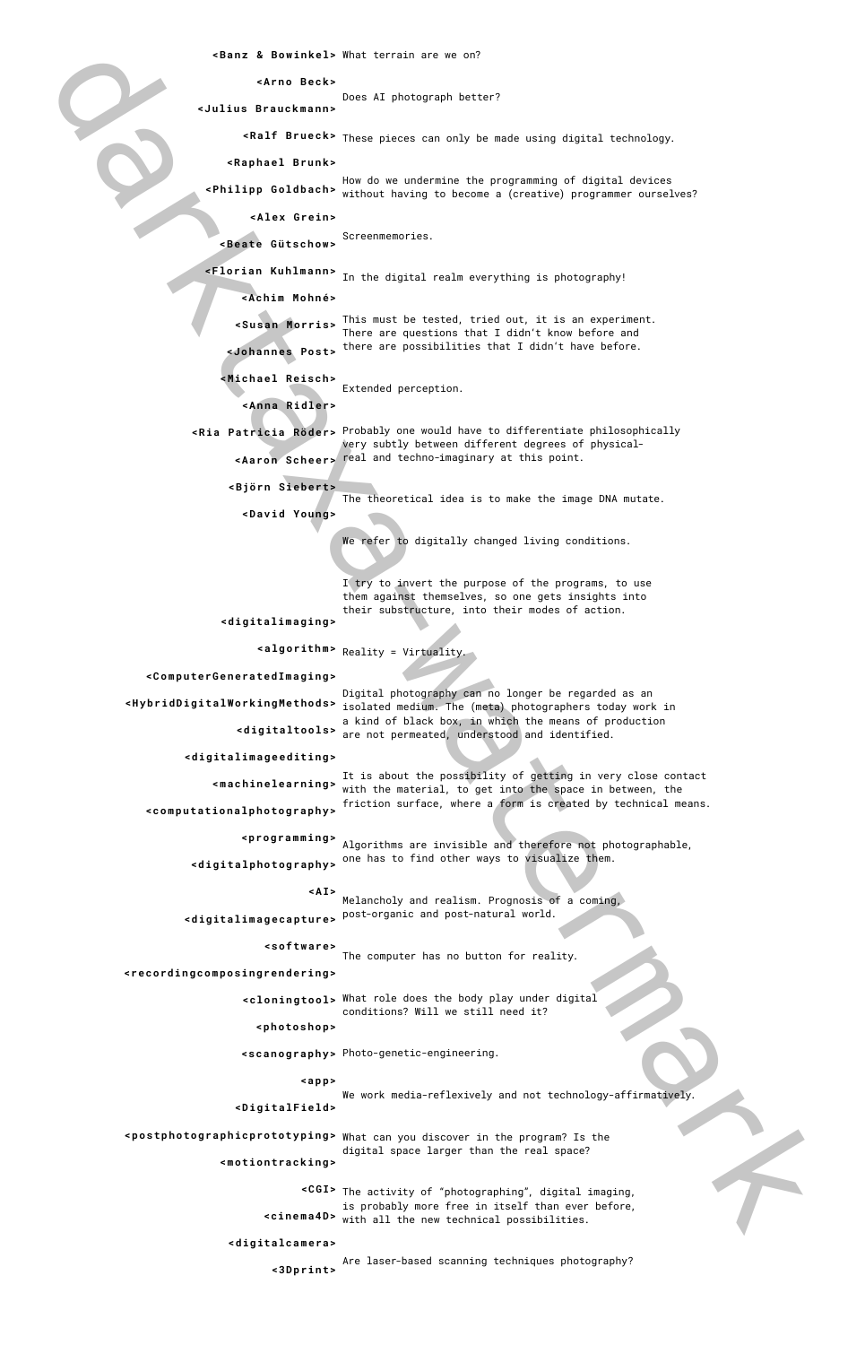<Banz & Bowinkel>

<Arno Beck>

<Julius Brauckmann>

<Ralf Brueck>

<Raphael Brunk>

<Philipp Goldbach>

<Alex Grein>

<Beate Gütschow>

<Florian Kuhlmann>

<Achim Mohné>

<Susan Morris>

<Johannes Post>

<Michael Reisch>

<Anna Ridler>

<Ria Patricia Röder>

<Aaron Scheer>

<Björn Siebert>

<David Young>

<digitalimaging>

<algorithm>

<ComputerGeneratedImaging>

<HybridDigitalWorkingMethods>

<digitaltools>

<digitalimageediting>

<machinelearning>

<computationalphotography>

<programming>

<digitalphotography>

<AI>

<digitalimagecapture>

<software>

<recordingcomposingrendering>

<cloningtool>

<photoshop>

<scanography>

<app>

<DigitalField>

<postphotographicprototyping>

<motiontracking>

<CGI>

<cinema4D>

<digitalcamera>

<3Dprint>

What terrain are we on?

Does AI photograph better?

These pieces can only be made using digital technology.

How do we undermine the programming of digital devices without having to become a (creative) programmer ourselves?

Screenmemories.

In the digital realm everything is photography!

This must be tested, tried out, it is an experiment. There are questions that I didn't know before and there are possibilities that I didn't have before.

Extended perception.

Probably one would have to differentiate philosophically very subtly between different degrees of physical-real and techno-imaginary at this point.

The theoretical idea is to make the image DNA mutate.

We refer to digitally changed living conditions.

I try to invert the purpose of the programs, to use them against themselves, so one gets insights into their substructure, into their modes of action.

Reality = Virtuality.

Digital photography can no longer be regarded as an isolated medium. The (meta) photographers today work in a kind of black box, in which the means of production are not permeated, understood and identified.

It is about the possibility of getting in very close contact with the material, to get into the space in between, the friction surface, where a form is created by technical means.

Algorithms are invisible and therefore not photographable, one has to find other ways to visualize them.

Melancholy and realism. Prognosis of a coming, post-organic and post-natural world.

The computer has no button for reality.

What role does the body play under digital conditions? Will we still need it?

Photo-genetic-engineering.

We work media-reflexively and not technology-affirmatively.

What can you discover in the program? Is the digital space larger than the real space?

The activity of "photographing", digital imaging, is probably more free in itself than ever before, with all the new technical possibilities.

Are laser-based scanning techniques photography?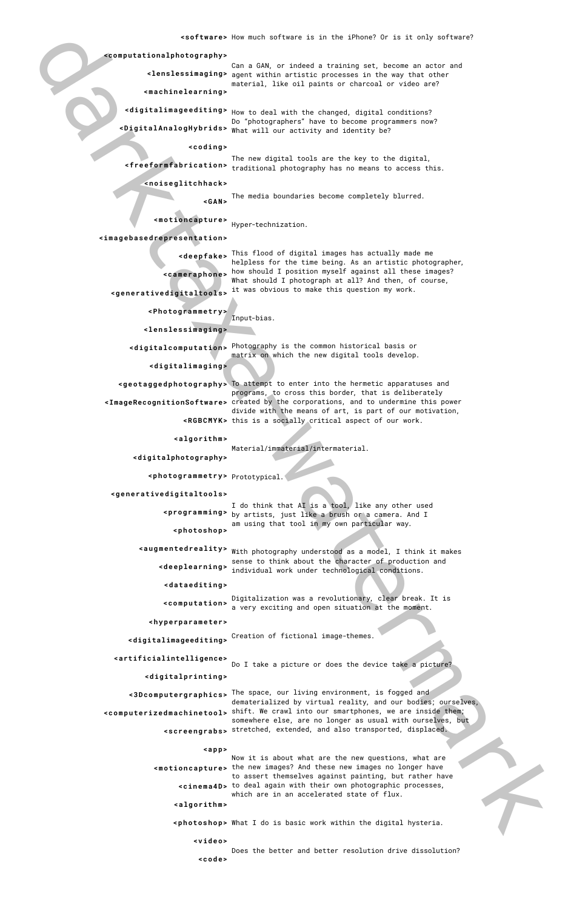<software> How much software is in the iPhone? Or is it only software?

<computationalphotography>

<lenslessimaging>

Can a GAN, or indeed a training set, become an actor and agent within artistic processes in the way that other material, like oil paints or charcoal or video are?

<machinelearning>

<digitalimageediting>

How to deal with the changed, digital conditions? Do "photographers" have to become programmers now? What will our activity and identity be?

<DigitalAnalogHybrids>

<coding>

<freeformfabrication>

The new digital tools are the key to the digital, traditional photography has no means to access this.

<noiseglitchhack>

<GAN>

The media boundaries become completely blurred.

<motioncapture>

Hyper-technization.

<imagebasedrepresentation>

<deepfake>

<cameraphone>

This flood of digital images has actually made me helpless for the time being. As an artistic photographer, how should I position myself against all these images? What should I photograph at all? And then, of course, it was obvious to make this question my work.

<generativedigitaltools>

<Photogrammetry>

Input-bias.

<lenslessimaging>

<digitalcomputation>

Photography is the common historical basis or matrix on which the new digital tools develop.

<digitalimaging>

<geotaggedphotography>

<ImageRecognitionSoftware>

To attempt to enter into the hermetic apparatuses and programs, to cross this border, that is deliberately created by the corporations, and to undermine this power divide with the means of art, is part of our motivation, this is a socially critical aspect of our work.

<RGBCMYK>

<algorithm>

Material/immaterial/intermaterial.

<digitalphotography>

<photogrammetry>

Prototypical.

<generativedigitaltools>

<programming>

I do think that AI is a tool, like any other used by artists, just like a brush or a camera. And I am using that tool in my own particular way.

<photoshop>

<augmentedreality>

<deeplearning>

With photography understood as a model, I think it makes sense to think about the character of production and individual work under technological conditions.

<dataediting>

<computation>

Digitalization was a revolutionary, clear break. It is a very exciting and open situation at the moment.

<hyperparameter>

<digitalimageediting>

Creation of fictional image-themes.

<artificialintelligence>

Do I take a picture or does the device take a picture?

<digitalprinting>

<3Dcomputergraphics>

<computerizedmachinetool>

<screengrabs>

The space, our living environment, is fogged and dematerialized by virtual reality, and our bodies; ourselves, shift. We crawl into our smartphones, we are inside them; somewhere else, are no longer as usual with ourselves, but stretched, extended, and also transported, displaced.

<app>

<motioncapture>

<cinema4D>

Now it is about what are the new questions, what are the new images? And these new images no longer have to assert themselves against painting, but rather have to deal again with their own photographic processes, which are in an accelerated state of flux.

<algorithm>

<photoshop>

What I do is basic work within the digital hysteria.

<video>

<code>

Does the better and better resolution drive dissolution?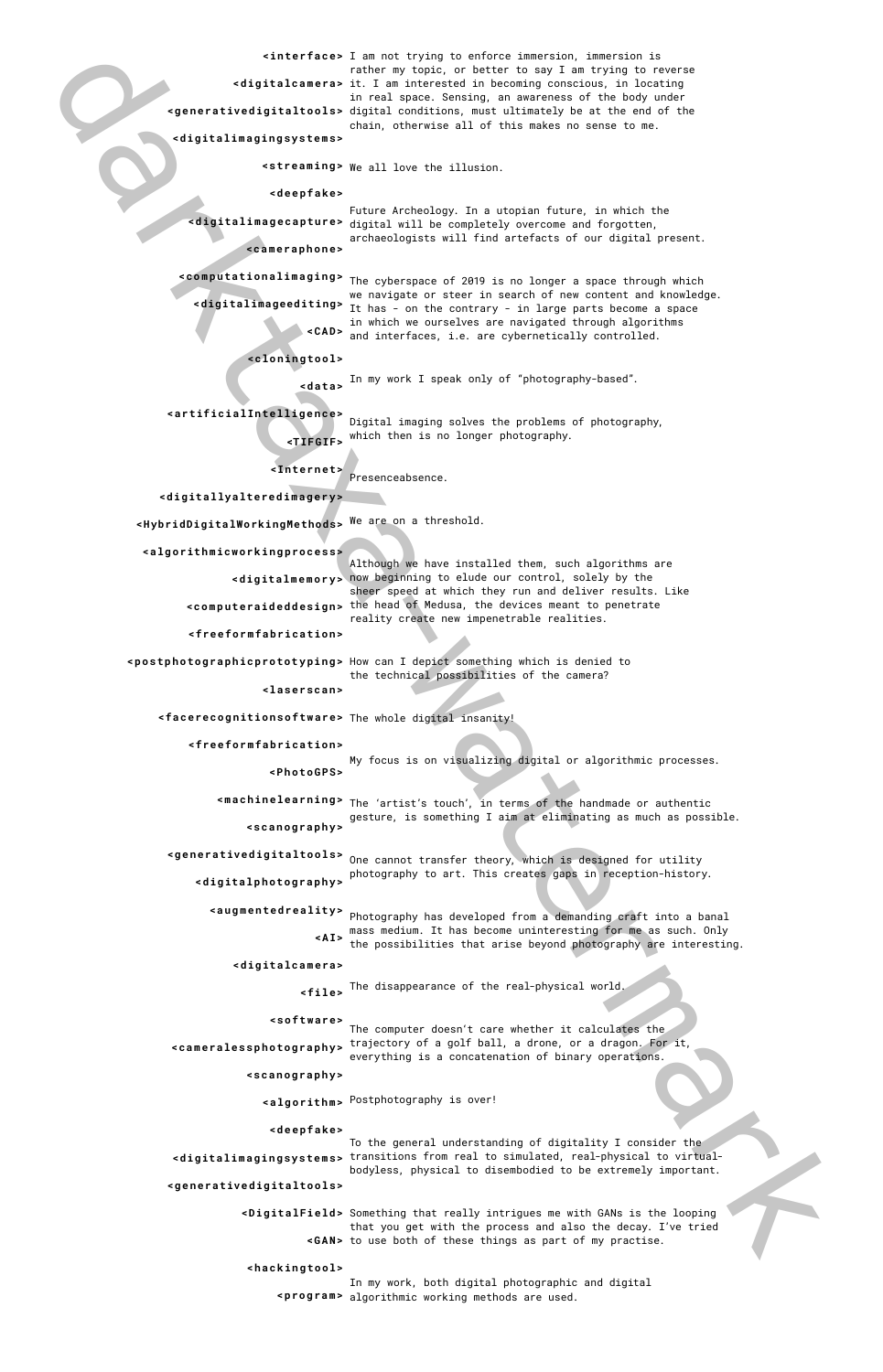| | |
|---|---|
| <interface> <digitalcamera> <generativedigitaltools> <digitalimagingsystems> | I am not trying to enforce immersion, immersion is rather my topic, or better to say I am trying to reverse it. I am interested in becoming conscious, in locating in real space. Sensing, an awareness of the body under digital conditions, must ultimately be at the end of the chain, otherwise all of this makes no sense to me. |
| <streaming> | We all love the illusion. |
| <deepfake> <digitalimagecapture> <cameraphone> | Future Archeology. In a utopian future, in which the digital will be completely overcome and forgotten, archaeologists will find artefacts of our digital present. |
| <computationalimaging> <digitalimageediting> <CAD> | The cyberspace of 2019 is no longer a space through which we navigate or steer in search of new content and knowledge. It has - on the contrary - in large parts become a space in which we ourselves are navigated through algorithms and interfaces, i.e. are cybernetically controlled. |
| <cloningtool> <data> | In my work I speak only of “photography-based”. |
| <artificialIntelligence> <TIFGIF> | Digital imaging solves the problems of photography, which then is no longer photography. |
| <Internet> | Presenceabsence. |
| <digitallyalteredimagery> <HybridDigitalWorkingMethods> | We are on a threshold. |
| <algorithmicworkingprocess> <digitalmemory> <computeraideddesign> | Although we have installed them, such algorithms are now beginning to elude our control, solely by the sheer speed at which they run and deliver results. Like the head of Medusa, the devices meant to penetrate reality create new impenetrable realities. |
| <freeformfabrication> <postphotographicprototyping> <laserscan> | How can I depict something which is denied to the technical possibilities of the camera? |
| <facerecognitionsoftware> | The whole digital insanity! |
| <freeformfabrication> <PhotoGPS> | My focus is on visualizing digital or algorithmic processes. |
| <machinelearning> <scanography> | The ‘artist’s touch’, in terms of the handmade or authentic gesture, is something I aim at eliminating as much as possible. |
| <generativedigitaltools> <digitalphotography> | One cannot transfer theory, which is designed for utility photography to art. This creates gaps in reception-history. |
| <augmentedreality> <AI> | Photography has developed from a demanding craft into a banal mass medium. It has become uninteresting for me as such. Only the possibilities that arise beyond photography are interesting. |
| <digitalcamera> <file> | The disappearance of the real-physical world. |
| <software> <cameralessphotography> <scanography> | The computer doesn’t care whether it calculates the trajectory of a golf ball, a drone, or a dragon. For it, everything is a concatenation of binary operations. |
| <algorithm> | Postphotography is over! |
| <deepfake> <digitalimagingsystems> <generativedigitaltools> | To the general understanding of digitality I consider the transitions from real to simulated, real-physical to virtual-bodyless, physical to disembodied to be extremely important. |
| <DigitalField> <GAN> | Something that really intrigues me with GANs is the looping that you get with the process and also the decay. I’ve tried to use both of these things as part of my practise. |
| <hackingtool> <program> | In my work, both digital photographic and digital algorithmic working methods are used. |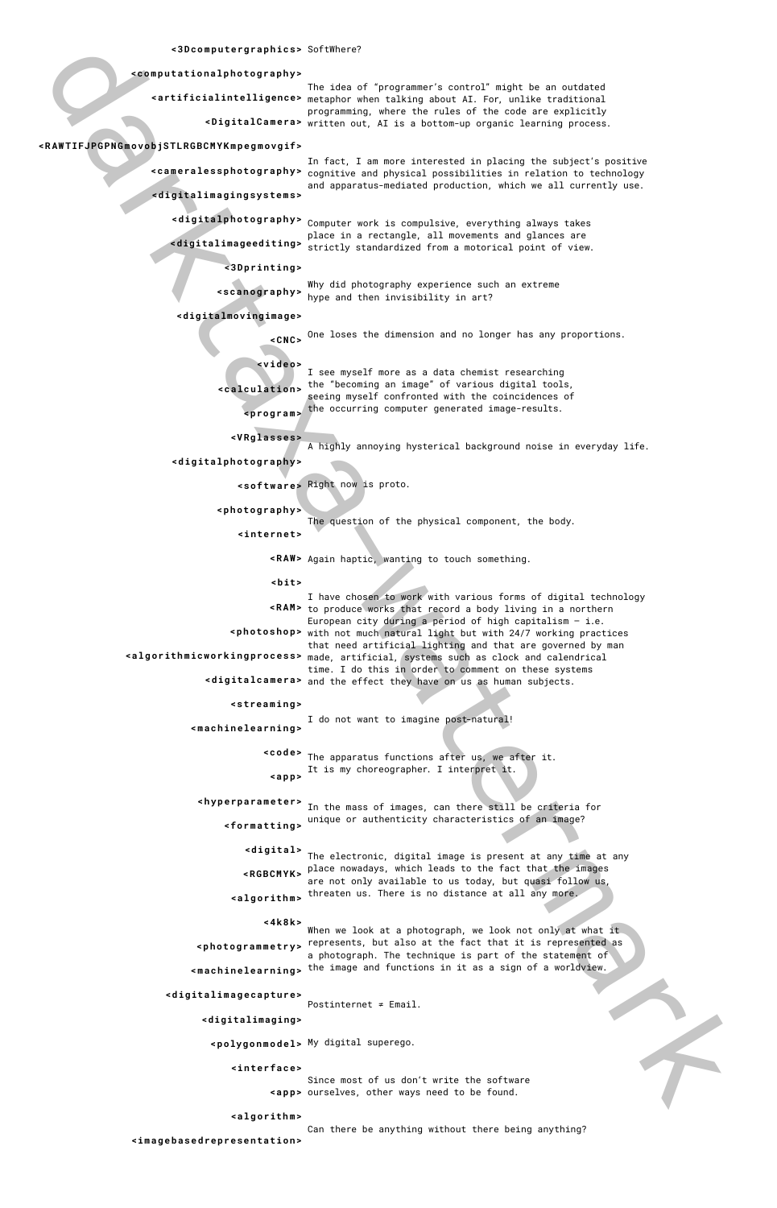<3Dcomputergraphics> SoftWhere?

<computationalphotography>

<artificialintelligence>

<DigitalCamera>

The idea of "programmer's control" might be an outdated metaphor when talking about AI. For, unlike traditional programming, where the rules of the code are explicitly written out, AI is a bottom-up organic learning process.

<RAWTIFJPGPNGmovobjSTLRGBCMYKmpegmovgif>

<cameralessphotography>

<digitalimagingsystems>

In fact, I am more interested in placing the subject's positive cognitive and physical possibilities in relation to technology and apparatus-mediated production, which we all currently use.

<digitalphotography>

<digitalimageediting>

Computer work is compulsive, everything always takes place in a rectangle, all movements and glances are strictly standardized from a motorical point of view.

<3Dprinting>

<scanography>

Why did photography experience such an extreme hype and then invisibility in art?

<digitalmovingimage>

<CNC>

One loses the dimension and no longer has any proportions.

<video>

<calculation>

<program>

I see myself more as a data chemist researching the "becoming an image" of various digital tools, seeing myself confronted with the coincidences of the occurring computer generated image-results.

<VRglasses>

A highly annoying hysterical background noise in everyday life.

<digitalphotography>

<software> Right now is proto.

<photography>

The question of the physical component, the body.

<internet>

<RAW> Again haptic, wanting to touch something.

<bit>

<RAM>

<photoshop>

<algorithmicworkingprocess>

<digitalcamera>

I have chosen to work with various forms of digital technology to produce works that record a body living in a northern European city during a period of high capitalism – i.e. with not much natural light but with 24/7 working practices that need artificial lighting and that are governed by man made, artificial, systems such as clock and calendrical time. I do this in order to comment on these systems and the effect they have on us as human subjects.

<streaming>

I do not want to imagine post-natural!

<machinelearning>

<code>

<app>

The apparatus functions after us, we after it. It is my choreographer. I interpret it.

<hyperparameter>

<formatting>

In the mass of images, can there still be criteria for unique or authenticity characteristics of an image?

<digital>

<RGBCMYK>

<algorithm>

The electronic, digital image is present at any time at any place nowadays, which leads to the fact that the images are not only available to us today, but quasi follow us, threaten us. There is no distance at all any more.

<4k8k>

<photogrammetry>

<machinelearning>

When we look at a photograph, we look not only at what it represents, but also at the fact that it is represented as a photograph. The technique is part of the statement of the image and functions in it as a sign of a worldview.

<digitalimagecapture>

Postinternet = Email.

<digitalimaging>

<polygonmodel> My digital superego.

<interface>

<app>

Since most of us don't write the software ourselves, other ways need to be found.

<algorithm>

<imagebasedrepresentation>

Can there be anything without there being anything?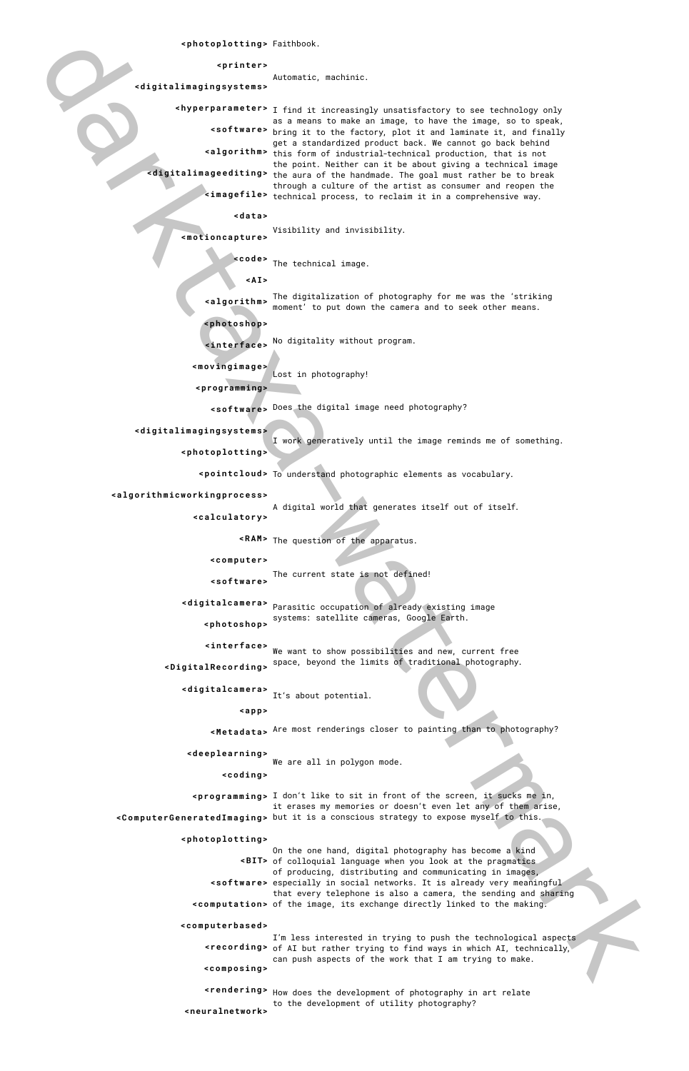<photoplotting>

Faithbook.

<printer>

Automatic, machinic.

<digitalimagingsystems>

<hyperparameter>
<software>
<algorithm>
<digitalimageediting>
<imagefile>

I find it increasingly unsatisfactory to see technology only as a means to make an image, to have the image, so to speak, bring it to the factory, plot it and laminate it, and finally get a standardized product back. We cannot go back behind this form of industrial-technical production, that is not the point. Neither can it be about giving a technical image the aura of the handmade. The goal must rather be to break through a culture of the artist as consumer and reopen the technical process, to reclaim it in a comprehensive way.

<data>

Visibility and invisibility.

<motioncapture>

<code>

The technical image.

<AI>

<algorithm>

The digitalization of photography for me was the 'striking moment' to put down the camera and to seek other means.

<photoshop>

<interface>

No digitality without program.

<movingimage>

Lost in photography!

<programming>

<software>

Does the digital image need photography?

<digitalimagingsystems>

I work generatively until the image reminds me of something.

<photoplotting>

<pointcloud>

To understand photographic elements as vocabulary.

<algorithmicworkingprocess>

A digital world that generates itself out of itself.

<calculatory>

<RAM>

The question of the apparatus.

<computer>

The current state is not defined!

<software>

<digitalcamera>

Parasitic occupation of already existing image systems: satellite cameras, Google Earth.

<photoshop>

<interface>

We want to show possibilities and new, current free space, beyond the limits of traditional photography.

<DigitalRecording>

<digitalcamera>

It's about potential.

<app>

<Metadata>

Are most renderings closer to painting than to photography?

<deeplearning>

We are all in polygon mode.

<coding>

<programming>
<ComputerGeneratedImaging>

I don't like to sit in front of the screen, it sucks me in, it erases my memories or doesn't even let any of them arise, but it is a conscious strategy to expose myself to this.

<photoplotting>

<BIT>
<software>
<computation>

On the one hand, digital photography has become a kind of colloquial language when you look at the pragmatics of producing, distributing and communicating in images, especially in social networks. It is already very meaningful that every telephone is also a camera, the sending and sharing of the image, its exchange directly linked to the making.

<computerbased>

<recording>
<composing>

I'm less interested in trying to push the technological aspects of AI but rather trying to find ways in which AI, technically, can push aspects of the work that I am trying to make.

<rendering>
<neuralnetwork>

How does the development of photography in art relate to the development of utility photography?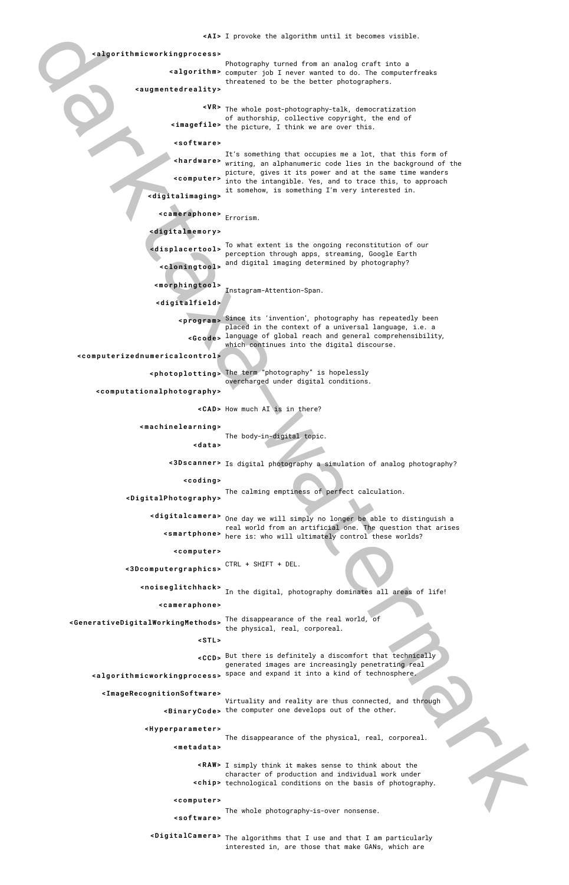<AI> I provoke the algorithm until it becomes visible.

<algorithmicworkingprocess>

<algorithm> Photography turned from an analog craft into a computer job I never wanted to do. The computerfreaks threatened to be the better photographers.

<augmentedreality>

<VR> The whole post-photography-talk, democratization of authorship, collective copyright, the end of

<imagefile> the picture, I think we are over this.

<software>

<hardware> It's something that occupies me a lot, that this form of writing, an alphanumeric code lies in the background of the picture, gives it its power and at the same time wanders

<computer> into the intangible. Yes, and to trace this, to approach it somehow, is something I'm very interested in.

<digitalimaging>

<cameraphone> Errorism.

<digitalmemory>

<displacertool> To what extent is the ongoing reconstitution of our perception through apps, streaming, Google Earth

<cloningtool> and digital imaging determined by photography?

<morphingtool> Instagram-Attention-Span.

<digitalfield>

<program> Since its 'invention', photography has repeatedly been placed in the context of a universal language, i.e. a

<Gcode> language of global reach and general comprehensibility, which continues into the digital discourse.

<computerizednumericalcontrol>

<photoplotting> The term "photography" is hopelessly overcharged under digital conditions.

<computationalphotography>

<CAD> How much AI is in there?

<machinelearning>

The body-in-digital topic.

<data>

<3Dscanner> Is digital photography a simulation of analog photography?

<coding>

<DigitalPhotography> The calming emptiness of perfect calculation.

<digitalcamera> One day we will simply no longer be able to distinguish a real world from an artificial one. The question that arises

<smartphone> here is: who will ultimately control these worlds?

<computer>

<3Dcomputergraphics> CTRL + SHIFT + DEL.

<noiseglitchhack> In the digital, photography dominates all areas of life!

<cameraphone>

<GenerativeDigitalWorkingMethods> The disappearance of the real world, of the physical, real, corporeal.

<STL>

<CCD> But there is definitely a discomfort that technically generated images are increasingly penetrating real

<algorithmicworkingprocess> space and expand it into a kind of technosphere.

<ImageRecognitionSoftware>

Virtuality and reality are thus connected, and through

<BinaryCode> the computer one develops out of the other.

<Hyperparameter>

The disappearance of the physical, real, corporeal.

<metadata>

<RAW> I simply think it makes sense to think about the character of production and individual work under

<chip> technological conditions on the basis of photography.

<computer>

The whole photography-is-over nonsense.

<software>

<DigitalCamera> The algorithms that I use and that I am particularly interested in, are those that make GANs, which are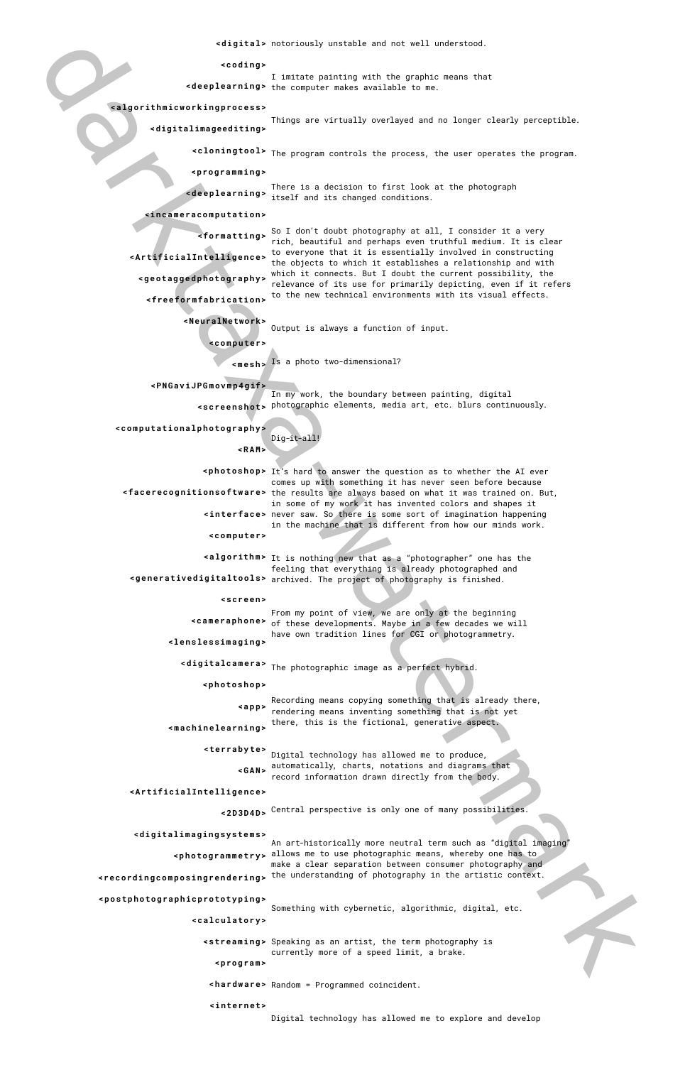| | |
|---|---|
| **<digital>** | notoriously unstable and not well understood. |
| **<coding>** | |
| **<deeplearning>** | I imitate painting with the graphic means that the computer makes available to me. |
| **<algorithmicworkingprocess>** | |
| **<digitalimageediting>** | Things are virtually overlayed and no longer clearly perceptible. |
| **<cloningtool>** | The program controls the process, the user operates the program. |
| **<programming>** | |
| **<deeplearning>** | There is a decision to first look at the photograph itself and its changed conditions. |
| **<incameracomputation>** | |
| **<formatting>** | So I don't doubt photography at all, I consider it a very rich, beautiful and perhaps even truthful medium. It is clear to everyone that it is essentially involved in constructing the objects to which it establishes a relationship and with which it connects. But I doubt the current possibility, the relevance of its use for primarily depicting, even if it refers to the new technical environments with its visual effects. |
| **<ArtificialIntelligence>** | |
| **<geotaggedphotography>** | |
| **<freeformfabrication>** | |
| **<NeuralNetwork>** | Output is always a function of input. |
| **<computer>** | |
| **<mesh>** | Is a photo two-dimensional? |
| **<PNGaviJPGmovmp4gif>** | |
| **<screenshot>** | In my work, the boundary between painting, digital photographic elements, media art, etc. blurs continuously. |
| **<computationalphotography>** | |
| **<RAM>** | Dig-it-all! |
| **<photoshop>** | It's hard to answer the question as to whether the AI ever comes up with something it has never seen before because the results are always based on what it was trained on. But, in some of my work it has invented colors and shapes it never saw. So there is some sort of imagination happening in the machine that is different from how our minds work. |
| **<facerecognitionsoftware>** | |
| **<interface>** | |
| **<computer>** | |
| **<algorithm>** | It is nothing new that as a "photographer" one has the feeling that everything is already photographed and archived. The project of photography is finished. |
| **<generativedigitaltools>** | |
| **<screen>** | |
| **<cameraphone>** | From my point of view, we are only at the beginning of these developments. Maybe in a few decades we will have own tradition lines for CGI or photogrammetry. |
| **<lenslessimaging>** | |
| **<digitalcamera>** | The photographic image as a perfect hybrid. |
| **<photoshop>** | |
| **<app>** | Recording means copying something that is already there, rendering means inventing something that is not yet there, this is the fictional, generative aspect. |
| **<machinelearning>** | |
| **<terrabyte>** | Digital technology has allowed me to produce, automatically, charts, notations and diagrams that record information drawn directly from the body. |
| **<GAN>** | |
| **<ArtificialIntelligence>** | |
| **<2D3D4D>** | Central perspective is only one of many possibilities. |
| **<digitalimagingsystems>** | |
| **<photogrammetry>** | An art-historically more neutral term such as "digital imaging" allows me to use photographic means, whereby one has to make a clear separation between consumer photography and the understanding of photography in the artistic context. |
| **<recordingcomposingrendering>** | |
| **<postphotographicprototyping>** | Something with cybernetic, algorithmic, digital, etc. |
| **<calculatory>** | |
| **<streaming>** | Speaking as an artist, the term photography is currently more of a speed limit, a brake. |
| **<program>** | |
| **<hardware>** | Random = Programmed coincident. |
| **<internet>** | |
| | Digital technology has allowed me to explore and develop |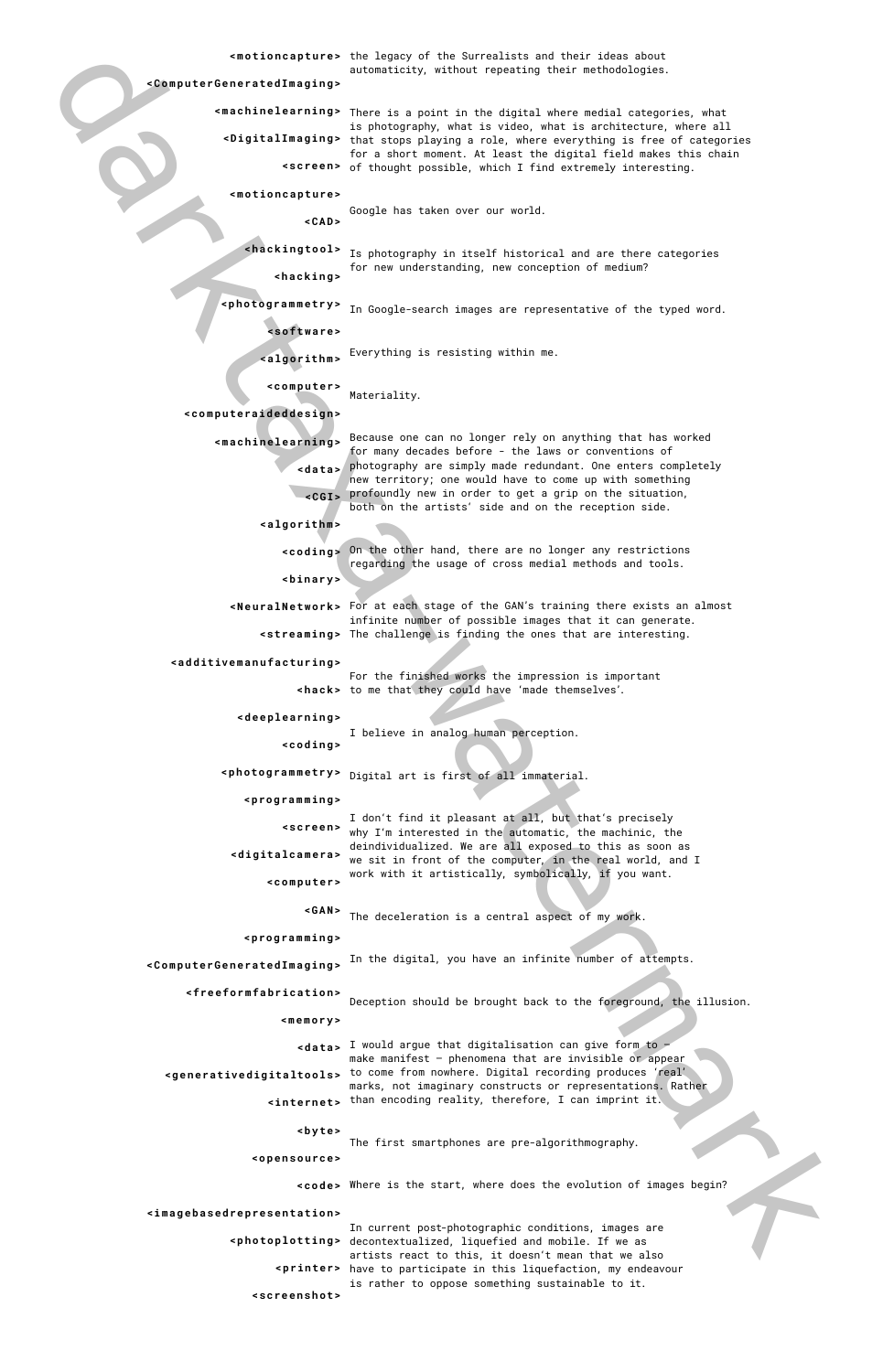<motioncapture> the legacy of the Surrealists and their ideas about automaticity, without repeating their methodologies.

<ComputerGeneratedImaging>

<machinelearning> There is a point in the digital where medial categories, what is photography, what is video, what is architecture, where all

<DigitalImaging> that stops playing a role, where everything is free of categories for a short moment. At least the digital field makes this chain

<screen> of thought possible, which I find extremely interesting.

<motioncapture>

Google has taken over our world.

<CAD>

<hackingtool> Is photography in itself historical and are there categories for new understanding, new conception of medium?

<hacking>

<photogrammetry> In Google-search images are representative of the typed word.

<software>

<algorithm> Everything is resisting within me.

<computer>

Materiality.

<computeraideddesign>

<machinelearning> Because one can no longer rely on anything that has worked for many decades before – the laws or conventions of

<data> photography are simply made redundant. One enters completely new territory; one would have to come up with something

<CGI> profoundly new in order to get a grip on the situation, both on the artists' side and on the reception side.

<algorithm>

<coding> On the other hand, there are no longer any restrictions regarding the usage of cross medial methods and tools.

<binary>

<NeuralNetwork> For at each stage of the GAN's training there exists an almost infinite number of possible images that it can generate.

<streaming> The challenge is finding the ones that are interesting.

<additivemanufacturing>

For the finished works the impression is important

<hack> to me that they could have 'made themselves'.

<deeplearning>

I believe in analog human perception.

<coding>

<photogrammetry> Digital art is first of all immaterial.

<programming>

I don't find it pleasant at all, but that's precisely

<screen> why I'm interested in the automatic, the machinic, the deindividualized. We are all exposed to this as soon as

<digitalcamera> we sit in front of the computer, in the real world, and I work with it artistically, symbolically, if you want.

<computer>

<GAN> The deceleration is a central aspect of my work.

<programming>

<ComputerGeneratedImaging> In the digital, you have an infinite number of attempts.

<freeformfabrication>

Deception should be brought back to the foreground, the illusion.

<memory>

<data> I would argue that digitalisation can give form to – make manifest – phenomena that are invisible or appear

<generativedigitaltools> to come from nowhere. Digital recording produces 'real' marks, not imaginary constructs or representations. Rather

<internet> than encoding reality, therefore, I can imprint it.

<byte>

The first smartphones are pre-algorithmography.

<opensource>

<code> Where is the start, where does the evolution of images begin?

<imagebasedrepresentation>

In current post-photographic conditions, images are

<photoplotting> decontextualized, liquefied and mobile. If we as artists react to this, it doesn't mean that we also

<printer> have to participate in this liquefaction, my endeavour is rather to oppose something sustainable to it.

<screenshot>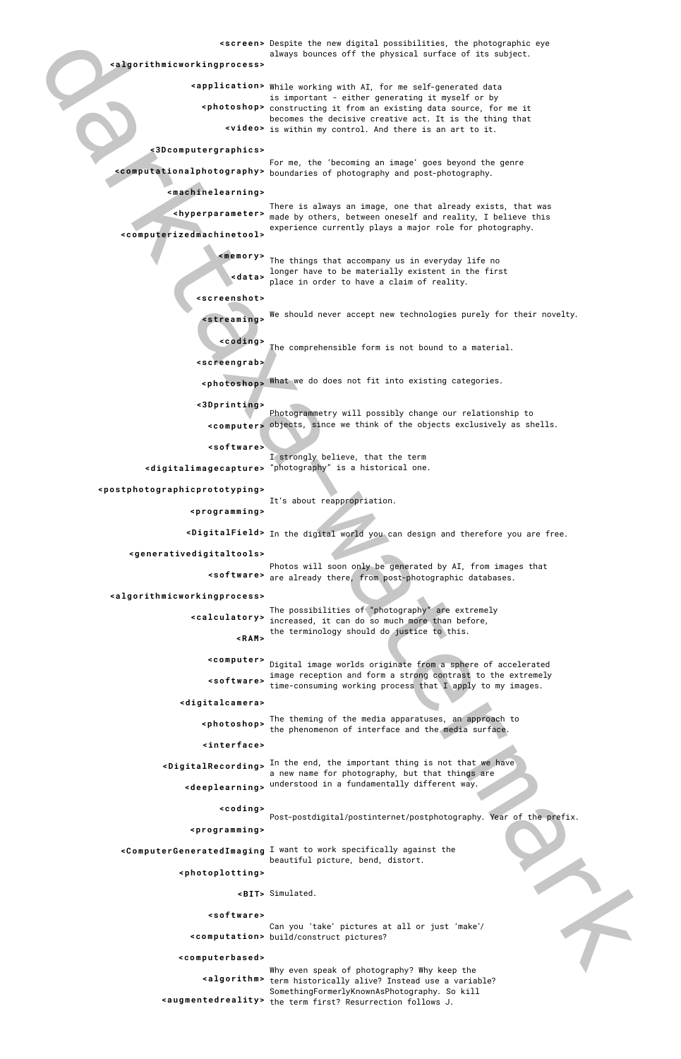| | |
|---|---|
| <screen> | Despite the new digital possibilities, the photographic eye always bounces off the physical surface of its subject. |
| <algorithmicworkingprocess> | |
| <application> <photoshop> <video> | While working with AI, for me self-generated data is important - either generating it myself or by constructing it from an existing data source, for me it becomes the decisive creative act. It is the thing that is within my control. And there is an art to it. |
| <3Dcomputergraphics> | |
| <computationalphotography> | For me, the 'becoming an image' goes beyond the genre boundaries of photography and post-photography. |
| <machinelearning> | |
| <hyperparameter> <computerizedmachinetool> | There is always an image, one that already exists, that was made by others, between oneself and reality, I believe this experience currently plays a major role for photography. |
| <memory> <data> | The things that accompany us in everyday life no longer have to be materially existent in the first place in order to have a claim of reality. |
| <screenshot> | |
| <streaming> | We should never accept new technologies purely for their novelty. |
| <coding> | The comprehensible form is not bound to a material. |
| <screengrab> | |
| <photoshop> | What we do does not fit into existing categories. |
| <3Dprinting> <computer> | Photogrammetry will possibly change our relationship to objects, since we think of the objects exclusively as shells. |
| <software> <digitalimagecapture> | I strongly believe, that the term "photography" is a historical one. |
| <postphotographicprototyping> <programming> | It's about reappropriation. |
| <DigitalField> | In the digital world you can design and therefore you are free. |
| <generativedigitaltools> | |
| <software> | Photos will soon only be generated by AI, from images that are already there, from post-photographic databases. |
| <algorithmicworkingprocess> | |
| <calculatory> <RAM> | The possibilities of "photography" are extremely increased, it can do so much more than before, the terminology should do justice to this. |
| <computer> <software> | Digital image worlds originate from a sphere of accelerated image reception and form a strong contrast to the extremely time-consuming working process that I apply to my images. |
| <digitalcamera> | |
| <photoshop> | The theming of the media apparatuses, an approach to the phenomenon of interface and the media surface. |
| <interface> | |
| <DigitalRecording> <deeplearning> | In the end, the important thing is not that we have a new name for photography, but that things are understood in a fundamentally different way. |
| <coding> <programming> | Post-postdigital/postinternet/postphotography. Year of the prefix. |
| <ComputerGeneratedImaging | I want to work specifically against the beautiful picture, bend, distort. |
| <photoplotting> | |
| <BIT> | Simulated. |
| <software> <computation> | Can you 'take' pictures at all or just 'make'/ build/construct pictures? |
| <computerbased> | |
| <algorithm> <augmentedreality> | Why even speak of photography? Why keep the term historically alive? Instead use a variable? SomethingFormerlyKnownAsPhotography. So kill the term first? Resurrection follows J. |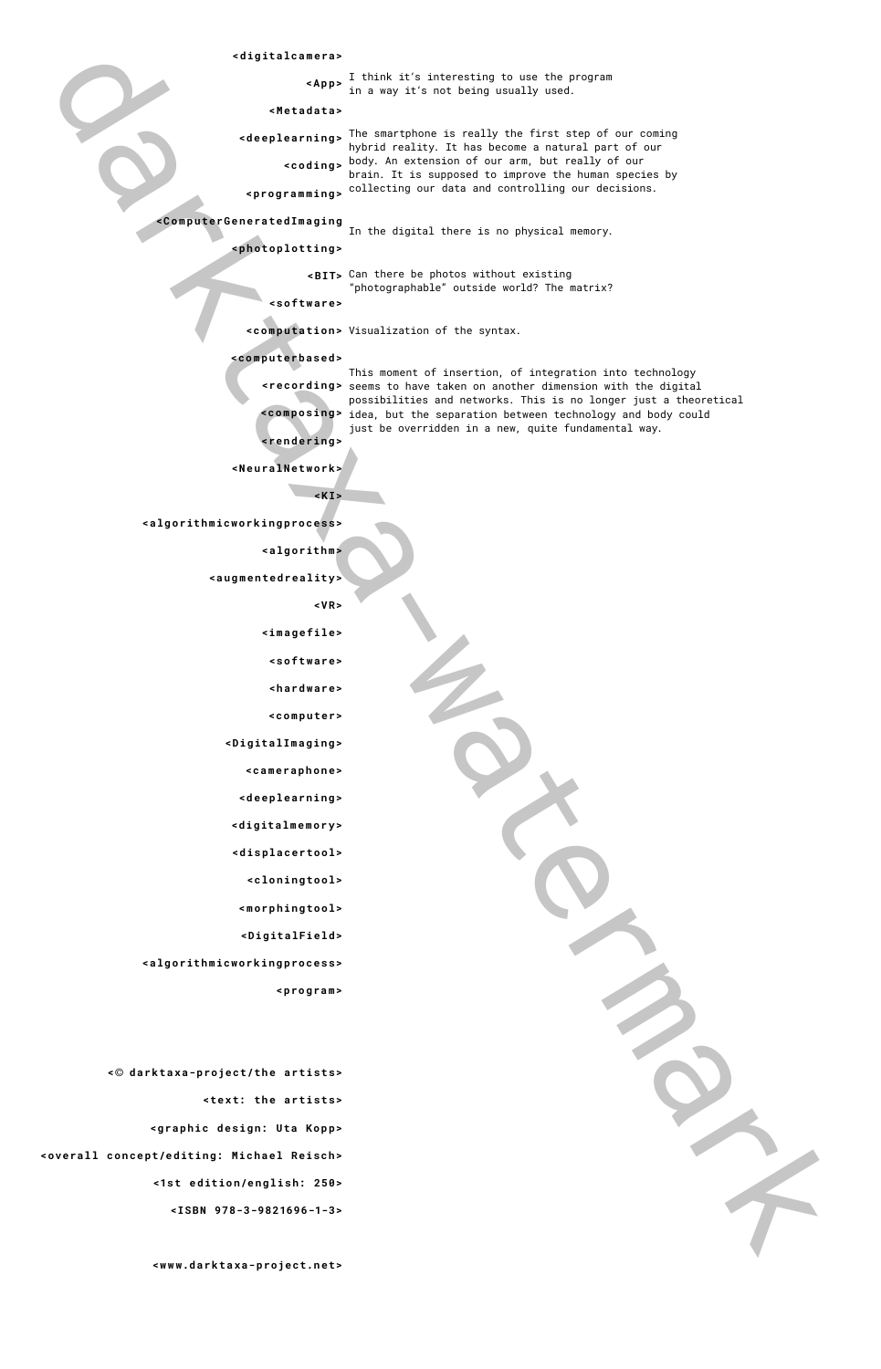<digitalcamera>

<App> I think it's interesting to use the program in a way it's not being usually used.

<Metadata>

<deeplearning>
<coding>
<programming>

The smartphone is really the first step of our coming hybrid reality. It has become a natural part of our body. An extension of our arm, but really of our brain. It is supposed to improve the human species by collecting our data and controlling our decisions.

<ComputerGeneratedImaging>

In the digital there is no physical memory.

<photoplotting>

<BIT> Can there be photos without existing "photographable" outside world? The matrix?

<software>

<computation> Visualization of the syntax.

<computerbased>

<recording>
<composing>

This moment of insertion, of integration into technology seems to have taken on another dimension with the digital possibilities and networks. This is no longer just a theoretical idea, but the separation between technology and body could just be overridden in a new, quite fundamental way.

<rendering>

<NeuralNetwork>

<KI>

<algorithmicworkingprocess>

<algorithm>

<augmentedreality>

<VR>

<imagefile>

<software>

<hardware>

<computer>

<DigitalImaging>

<cameraphone>

<deeplearning>

<digitalmemory>

<displacertool>

<cloningtool>

<morphingtool>

<DigitalField>

<algorithmicworkingprocess>

<program>

<© darktaxa-project/the artists>

<text: the artists>

<graphic design: Uta Kopp>

<overall concept/editing: Michael Reisch>

<1st edition/english: 250>

<ISBN 978-3-9821696-1-3>

<www.darktaxa-project.net>